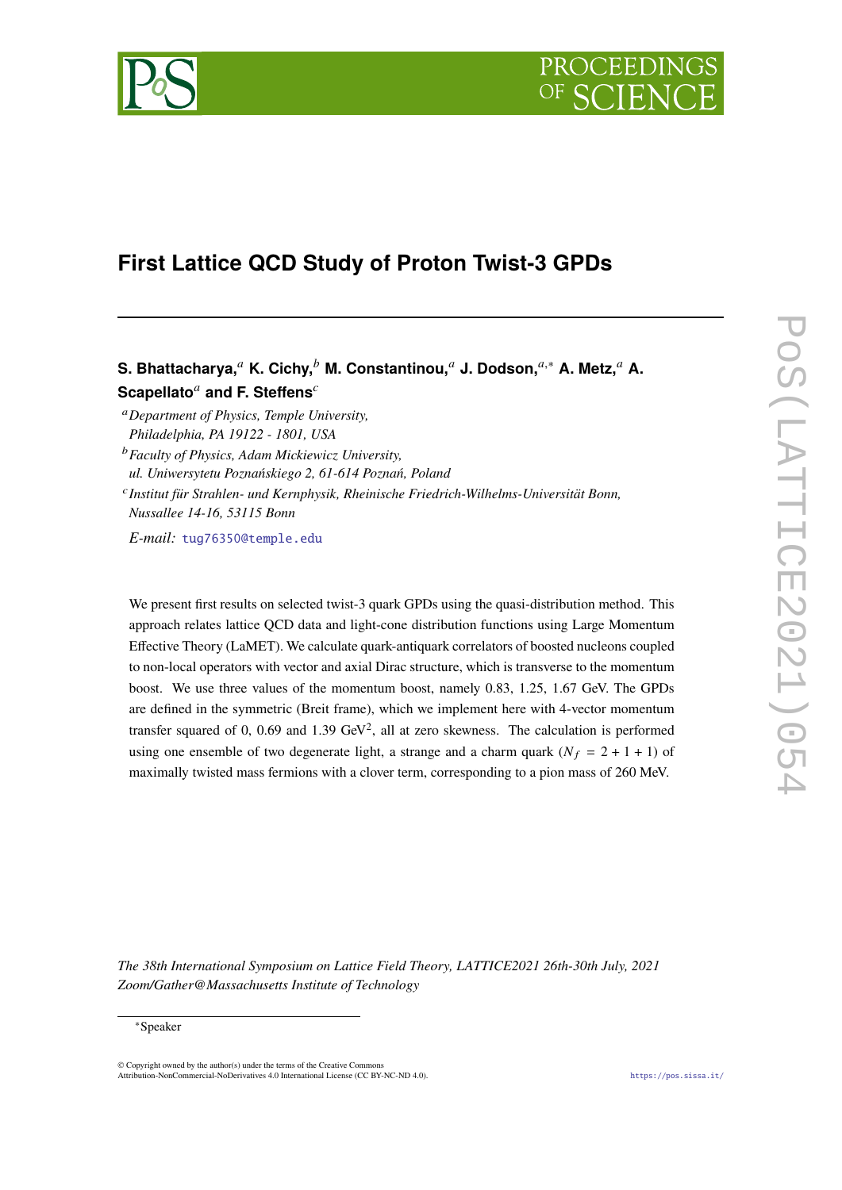# First Lattice QCD Study of Proton Twist-3 GPDs

**S. Bhattacharya,**[a] **K. Cichy,**[b] **M. Constantinou,**[a] **J. Dodson,**[a,*] **A. Metz,**[a] **A. Scapellato**[a] **and F. Steffens**[c]

[a] *Department of Physics, Temple University, Philadelphia, PA 19122 - 1801, USA*

[b] *Faculty of Physics, Adam Mickiewicz University, ul. Uniwersytetu Poznańskiego 2, 61-614 Poznań, Poland*

[c] *Institut für Strahlen- und Kernphysik, Rheinische Friedrich-Wilhelms-Universität Bonn, Nussallee 14-16, 53115 Bonn*

*E-mail:* tug76350@temple.edu

We present first results on selected twist-3 quark GPDs using the quasi-distribution method. This approach relates lattice QCD data and light-cone distribution functions using Large Momentum Effective Theory (LaMET). We calculate quark-antiquark correlators of boosted nucleons coupled to non-local operators with vector and axial Dirac structure, which is transverse to the momentum boost. We use three values of the momentum boost, namely 0.83, 1.25, 1.67 GeV. The GPDs are defined in the symmetric (Breit frame), which we implement here with 4-vector momentum transfer squared of 0, 0.69 and 1.39 GeV$^2$, all at zero skewness. The calculation is performed using one ensemble of two degenerate light, a strange and a charm quark ($N_f = 2 + 1 + 1$) of maximally twisted mass fermions with a clover term, corresponding to a pion mass of 260 MeV.

*The 38th International Symposium on Lattice Field Theory, LATTICE2021 26th-30th July, 2021 Zoom/Gather@Massachusetts Institute of Technology*

[*] Speaker

© Copyright owned by the author(s) under the terms of the Creative Commons Attribution-NonCommercial-NoDerivatives 4.0 International License (CC BY-NC-ND 4.0).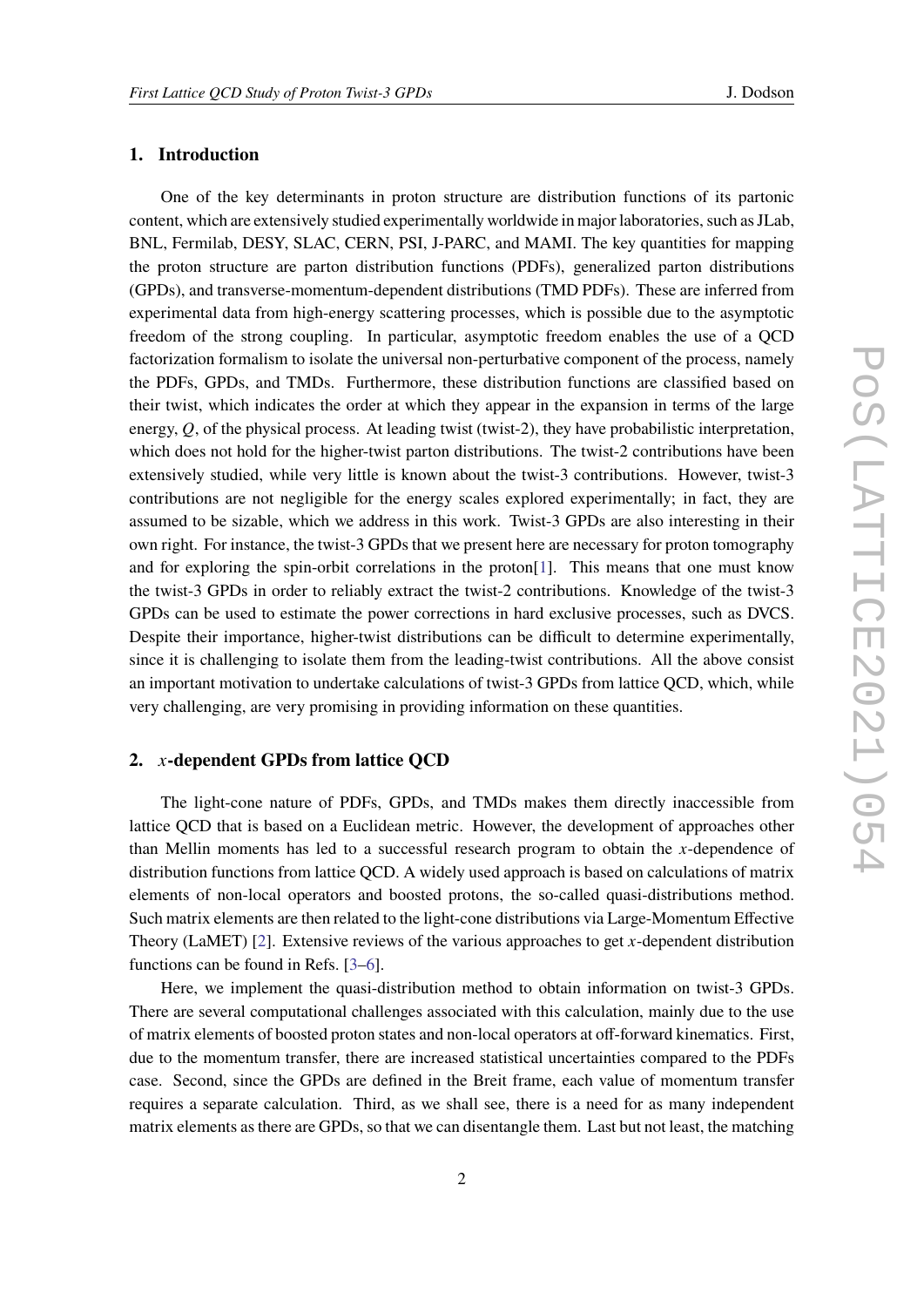## 1. Introduction

One of the key determinants in proton structure are distribution functions of its partonic content, which are extensively studied experimentally worldwide in major laboratories, such as JLab, BNL, Fermilab, DESY, SLAC, CERN, PSI, J-PARC, and MAMI. The key quantities for mapping the proton structure are parton distribution functions (PDFs), generalized parton distributions (GPDs), and transverse-momentum-dependent distributions (TMD PDFs). These are inferred from experimental data from high-energy scattering processes, which is possible due to the asymptotic freedom of the strong coupling. In particular, asymptotic freedom enables the use of a QCD factorization formalism to isolate the universal non-perturbative component of the process, namely the PDFs, GPDs, and TMDs. Furthermore, these distribution functions are classified based on their twist, which indicates the order at which they appear in the expansion in terms of the large energy, $Q$, of the physical process. At leading twist (twist-2), they have probabilistic interpretation, which does not hold for the higher-twist parton distributions. The twist-2 contributions have been extensively studied, while very little is known about the twist-3 contributions. However, twist-3 contributions are not negligible for the energy scales explored experimentally; in fact, they are assumed to be sizable, which we address in this work. Twist-3 GPDs are also interesting in their own right. For instance, the twist-3 GPDs that we present here are necessary for proton tomography and for exploring the spin-orbit correlations in the proton[1]. This means that one must know the twist-3 GPDs in order to reliably extract the twist-2 contributions. Knowledge of the twist-3 GPDs can be used to estimate the power corrections in hard exclusive processes, such as DVCS. Despite their importance, higher-twist distributions can be difficult to determine experimentally, since it is challenging to isolate them from the leading-twist contributions. All the above consist an important motivation to undertake calculations of twist-3 GPDs from lattice QCD, which, while very challenging, are very promising in providing information on these quantities.

## 2. $x$-dependent GPDs from lattice QCD

The light-cone nature of PDFs, GPDs, and TMDs makes them directly inaccessible from lattice QCD that is based on a Euclidean metric. However, the development of approaches other than Mellin moments has led to a successful research program to obtain the $x$-dependence of distribution functions from lattice QCD. A widely used approach is based on calculations of matrix elements of non-local operators and boosted protons, the so-called quasi-distributions method. Such matrix elements are then related to the light-cone distributions via Large-Momentum Effective Theory (LaMET) [2]. Extensive reviews of the various approaches to get $x$-dependent distribution functions can be found in Refs. [3–6].

Here, we implement the quasi-distribution method to obtain information on twist-3 GPDs. There are several computational challenges associated with this calculation, mainly due to the use of matrix elements of boosted proton states and non-local operators at off-forward kinematics. First, due to the momentum transfer, there are increased statistical uncertainties compared to the PDFs case. Second, since the GPDs are defined in the Breit frame, each value of momentum transfer requires a separate calculation. Third, as we shall see, there is a need for as many independent matrix elements as there are GPDs, so that we can disentangle them. Last but not least, the matching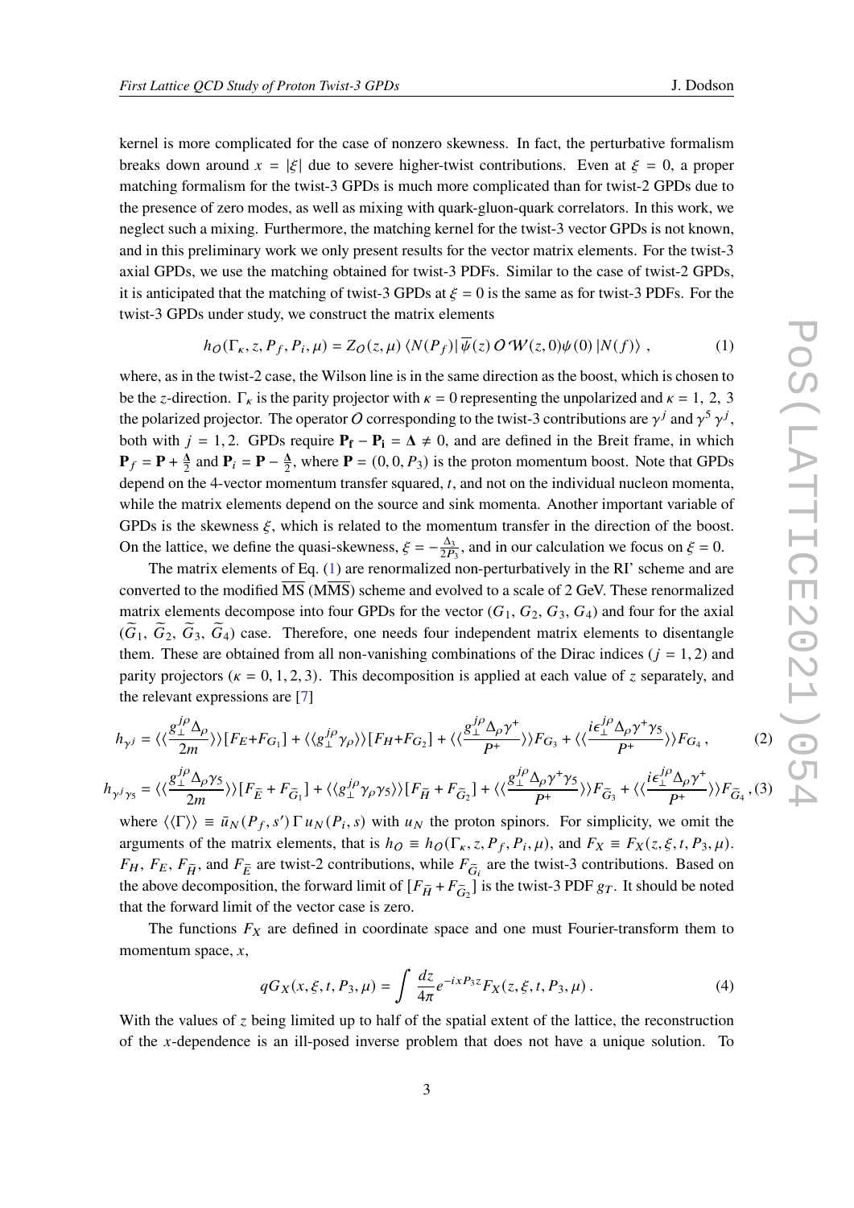kernel is more complicated for the case of nonzero skewness. In fact, the perturbative formalism breaks down around $x = |\xi|$ due to severe higher-twist contributions. Even at $\xi = 0$, a proper matching formalism for the twist-3 GPDs is much more complicated than for twist-2 GPDs due to the presence of zero modes, as well as mixing with quark-gluon-quark correlators. In this work, we neglect such a mixing. Furthermore, the matching kernel for the twist-3 vector GPDs is not known, and in this preliminary work we only present results for the vector matrix elements. For the twist-3 axial GPDs, we use the matching obtained for twist-3 PDFs. Similar to the case of twist-2 GPDs, it is anticipated that the matching of twist-3 GPDs at $\xi = 0$ is the same as for twist-3 PDFs. For the twist-3 GPDs under study, we construct the matrix elements

$$h_O(\Gamma_\kappa, z, P_f, P_i, \mu) = Z_O(z, \mu) \langle N(P_f)| \overline{\psi}(z)\, O\, \mathcal{W}(z, 0)\psi(0)\, |N(f)\rangle \,, \tag{1}$$

where, as in the twist-2 case, the Wilson line is in the same direction as the boost, which is chosen to be the $z$-direction. $\Gamma_\kappa$ is the parity projector with $\kappa = 0$ representing the unpolarized and $\kappa = 1,\ 2,\ 3$ the polarized projector. The operator $O$ corresponding to the twist-3 contributions are $\gamma^j$ and $\gamma^5\gamma^j$, both with $j = 1, 2$. GPDs require $\mathbf{P_f} - \mathbf{P_i} = \mathbf{\Delta} \neq 0$, and are defined in the Breit frame, in which $\mathbf{P}_f = \mathbf{P} + \frac{\mathbf{\Delta}}{2}$ and $\mathbf{P}_i = \mathbf{P} - \frac{\mathbf{\Delta}}{2}$, where $\mathbf{P} = (0, 0, P_3)$ is the proton momentum boost. Note that GPDs depend on the 4-vector momentum transfer squared, $t$, and not on the individual nucleon momenta, while the matrix elements depend on the source and sink momenta. Another important variable of GPDs is the skewness $\xi$, which is related to the momentum transfer in the direction of the boost. On the lattice, we define the quasi-skewness, $\xi = -\frac{\Delta_3}{2P_3}$, and in our calculation we focus on $\xi = 0$.

The matrix elements of Eq. (1) are renormalized non-perturbatively in the RI' scheme and are converted to the modified $\overline{\text{MS}}$ (M$\overline{\text{MS}}$) scheme and evolved to a scale of 2 GeV. These renormalized matrix elements decompose into four GPDs for the vector ($G_1$, $G_2$, $G_3$, $G_4$) and four for the axial ($\widetilde{G}_1$, $\widetilde{G}_2$, $\widetilde{G}_3$, $\widetilde{G}_4$) case. Therefore, one needs four independent matrix elements to disentangle them. These are obtained from all non-vanishing combinations of the Dirac indices ($j = 1, 2$) and parity projectors ($\kappa = 0, 1, 2, 3$). This decomposition is applied at each value of $z$ separately, and the relevant expressions are [7]

$$h_{\gamma^j} = \langle\langle \frac{g_\perp^{j\rho}\Delta_\rho}{2m}\rangle\rangle [F_E + F_{G_1}] + \langle\langle g_\perp^{j\rho}\gamma_\rho\rangle\rangle [F_H + F_{G_2}] + \langle\langle \frac{g_\perp^{j\rho}\Delta_\rho\gamma^+}{P^+}\rangle\rangle F_{G_3} + \langle\langle \frac{i\epsilon_\perp^{j\rho}\Delta_\rho\gamma^+\gamma_5}{P^+}\rangle\rangle F_{G_4}\,, \tag{2}$$

$$h_{\gamma^j\gamma_5} = \langle\langle \frac{g_\perp^{j\rho}\Delta_\rho\gamma_5}{2m}\rangle\rangle [F_{\widetilde{E}} + F_{\widetilde{G}_1}] + \langle\langle g_\perp^{j\rho}\gamma_\rho\gamma_5\rangle\rangle [F_{\widetilde{H}} + F_{\widetilde{G}_2}] + \langle\langle \frac{g_\perp^{j\rho}\Delta_\rho\gamma^+\gamma_5}{P^+}\rangle\rangle F_{\widetilde{G}_3} + \langle\langle \frac{i\epsilon_\perp^{j\rho}\Delta_\rho\gamma^+}{P^+}\rangle\rangle F_{\widetilde{G}_4}\,, \tag{3}$$

where $\langle\langle\Gamma\rangle\rangle \equiv \bar{u}_N(P_f, s')\,\Gamma\, u_N(P_i, s)$ with $u_N$ the proton spinors. For simplicity, we omit the arguments of the matrix elements, that is $h_O \equiv h_O(\Gamma_\kappa, z, P_f, P_i, \mu)$, and $F_X \equiv F_X(z, \xi, t, P_3, \mu)$. $F_H$, $F_E$, $F_{\widetilde{H}}$, and $F_{\widetilde{E}}$ are twist-2 contributions, while $F_{\widetilde{G}_i}$ are the twist-3 contributions. Based on the above decomposition, the forward limit of $[F_{\widetilde{H}} + F_{\widetilde{G}_2}]$ is the twist-3 PDF $g_T$. It should be noted that the forward limit of the vector case is zero.

The functions $F_X$ are defined in coordinate space and one must Fourier-transform them to momentum space, $x$,

$$qG_X(x, \xi, t, P_3, \mu) = \int \frac{dz}{4\pi} e^{-ixP_3 z} F_X(z, \xi, t, P_3, \mu)\,. \tag{4}$$

With the values of $z$ being limited up to half of the spatial extent of the lattice, the reconstruction of the $x$-dependence is an ill-posed inverse problem that does not have a unique solution. To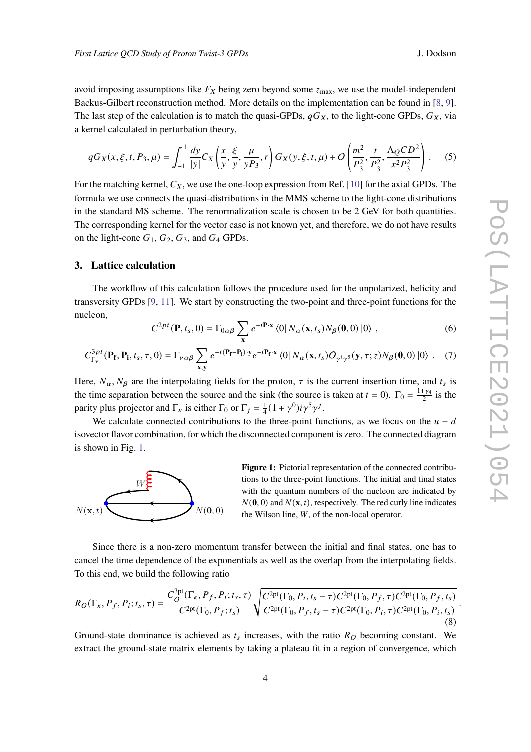avoid imposing assumptions like $F_X$ being zero beyond some $z_{\max}$, we use the model-independent Backus-Gilbert reconstruction method. More details on the implementation can be found in [8, 9]. The last step of the calculation is to match the quasi-GPDs, $qG_X$, to the light-cone GPDs, $G_X$, via a kernel calculated in perturbation theory,

$$qG_X(x,\xi,t,P_3,\mu) = \int_{-1}^{1} \frac{dy}{|y|} C_X\left(\frac{x}{y},\frac{\xi}{y},\frac{\mu}{yP_3},r\right) G_X(y,\xi,t,\mu) + O\left(\frac{m^2}{P_3^2},\frac{t}{P_3^2},\frac{\Lambda_Q CD^2}{x^2 P_3^2}\right). \quad (5)$$

For the matching kernel, $C_X$, we use the one-loop expression from Ref. [10] for the axial GPDs. The formula we use connects the quasi-distributions in the $\mathrm{M\overline{MS}}$ scheme to the light-cone distributions in the standard $\overline{\mathrm{MS}}$ scheme. The renormalization scale is chosen to be 2 GeV for both quantities. The corresponding kernel for the vector case is not known yet, and therefore, we do not have results on the light-cone $G_1$, $G_2$, $G_3$, and $G_4$ GPDs.

## 3. Lattice calculation

The workflow of this calculation follows the procedure used for the unpolarized, helicity and transversity GPDs [9, 11]. We start by constructing the two-point and three-point functions for the nucleon,

$$C^{2pt}(\mathbf{P},t_s,0) = \Gamma_{0\alpha\beta} \sum_{\mathbf{x}} e^{-i\mathbf{P}\cdot\mathbf{x}} \langle 0|\, N_\alpha(\mathbf{x},t_s) N_\beta(\mathbf{0},0)\,|0\rangle\ , \quad (6)$$

$$C^{3pt}_{\Gamma_\nu}(\mathbf{P_f},\mathbf{P_i},t_s,\tau,0) = \Gamma_{\nu\alpha\beta} \sum_{\mathbf{x},\mathbf{y}} e^{-i(\mathbf{P_f}-\mathbf{P_i})\cdot\mathbf{y}} e^{-i\mathbf{P_f}\cdot\mathbf{x}} \langle 0|\, N_\alpha(\mathbf{x},t_s) O_{\gamma^i\gamma^5}(\mathbf{y},\tau;z) N_\beta(\mathbf{0},0)\,|0\rangle\ . \quad (7)$$

Here, $N_\alpha, N_\beta$ are the interpolating fields for the proton, $\tau$ is the current insertion time, and $t_s$ is the time separation between the source and the sink (the source is taken at $t=0$). $\Gamma_0 = \frac{1+\gamma_4}{2}$ is the parity plus projector and $\Gamma_\kappa$ is either $\Gamma_0$ or $\Gamma_j = \frac{1}{4}(1+\gamma^0)i\gamma^5\gamma^j$.

We calculate connected contributions to the three-point functions, as we focus on the $u-d$ isovector flavor combination, for which the disconnected component is zero. The connected diagram is shown in Fig. 1.

**Figure 1:** Pictorial representation of the connected contributions to the three-point functions. The initial and final states with the quantum numbers of the nucleon are indicated by $N(\mathbf{0},0)$ and $N(\mathbf{x},t)$, respectively. The red curly line indicates the Wilson line, $W$, of the non-local operator.

Since there is a non-zero momentum transfer between the initial and final states, one has to cancel the time dependence of the exponentials as well as the overlap from the interpolating fields. To this end, we build the following ratio

$$R_O(\Gamma_\kappa,P_f,P_i;t_s,\tau) = \frac{C^{3\mathrm{pt}}_O(\Gamma_\kappa,P_f,P_i;t_s,\tau)}{C^{2\mathrm{pt}}(\Gamma_0,P_f;t_s)} \sqrt{\frac{C^{2\mathrm{pt}}(\Gamma_0,P_i,t_s-\tau)C^{2\mathrm{pt}}(\Gamma_0,P_f,\tau)C^{2\mathrm{pt}}(\Gamma_0,P_f,t_s)}{C^{2\mathrm{pt}}(\Gamma_0,P_f,t_s-\tau)C^{2\mathrm{pt}}(\Gamma_0,P_i,\tau)C^{2\mathrm{pt}}(\Gamma_0,P_i,t_s)}}\ . \quad (8)$$

Ground-state dominance is achieved as $t_s$ increases, with the ratio $R_O$ becoming constant. We extract the ground-state matrix elements by taking a plateau fit in a region of convergence, which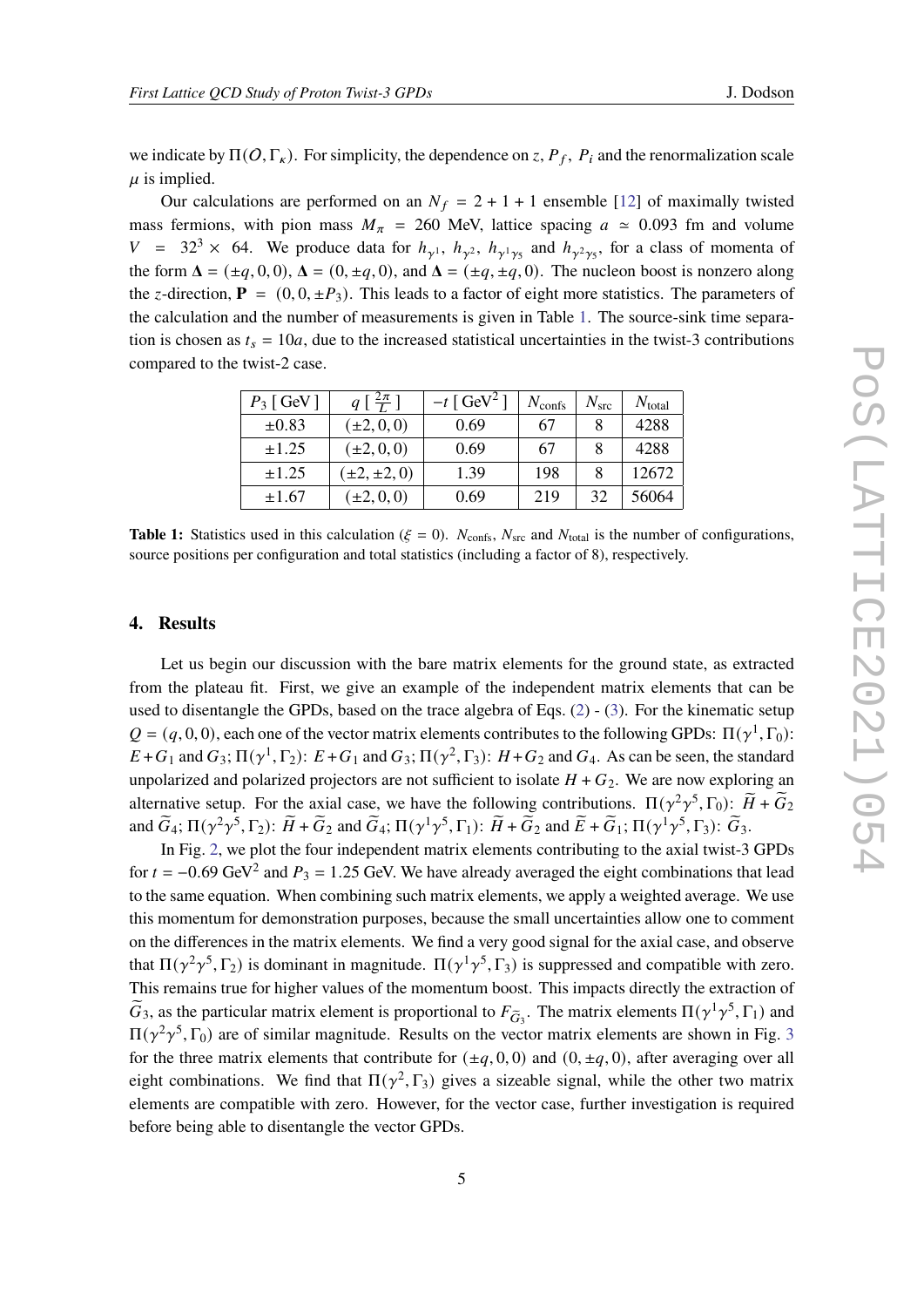we indicate by $\Pi(O, \Gamma_\kappa)$. For simplicity, the dependence on $z$, $P_f$, $P_i$ and the renormalization scale $\mu$ is implied.

Our calculations are performed on an $N_f = 2+1+1$ ensemble [12] of maximally twisted mass fermions, with pion mass $M_\pi = 260$ MeV, lattice spacing $a \simeq 0.093$ fm and volume $V = 32^3 \times 64$. We produce data for $h_{\gamma^1}$, $h_{\gamma^2}$, $h_{\gamma^1\gamma_5}$ and $h_{\gamma^2\gamma_5}$, for a class of momenta of the form $\mathbf{\Delta} = (\pm q, 0, 0)$, $\mathbf{\Delta} = (0, \pm q, 0)$, and $\mathbf{\Delta} = (\pm q, \pm q, 0)$. The nucleon boost is nonzero along the $z$-direction, $\mathbf{P} = (0, 0, \pm P_3)$. This leads to a factor of eight more statistics. The parameters of the calculation and the number of measurements is given in Table 1. The source-sink time separation is chosen as $t_s = 10a$, due to the increased statistical uncertainties in the twist-3 contributions compared to the twist-2 case.

| $P_3$ [ GeV ] | $q$ [ $\frac{2\pi}{L}$ ] | $-t$ [ GeV$^2$ ] | $N_{\text{confs}}$ | $N_{\text{src}}$ | $N_{\text{total}}$ |
|---|---|---|---|---|---|
| $\pm 0.83$ | $(\pm 2, 0, 0)$ | 0.69 | 67 | 8 | 4288 |
| $\pm 1.25$ | $(\pm 2, 0, 0)$ | 0.69 | 67 | 8 | 4288 |
| $\pm 1.25$ | $(\pm 2, \pm 2, 0)$ | 1.39 | 198 | 8 | 12672 |
| $\pm 1.67$ | $(\pm 2, 0, 0)$ | 0.69 | 219 | 32 | 56064 |

**Table 1:** Statistics used in this calculation ($\xi = 0$). $N_{\text{confs}}$, $N_{\text{src}}$ and $N_{\text{total}}$ is the number of configurations, source positions per configuration and total statistics (including a factor of 8), respectively.

## 4. Results

Let us begin our discussion with the bare matrix elements for the ground state, as extracted from the plateau fit. First, we give an example of the independent matrix elements that can be used to disentangle the GPDs, based on the trace algebra of Eqs. (2) - (3). For the kinematic setup $Q = (q, 0, 0)$, each one of the vector matrix elements contributes to the following GPDs: $\Pi(\gamma^1, \Gamma_0)$: $E + G_1$ and $G_3$; $\Pi(\gamma^1, \Gamma_2)$: $E + G_1$ and $G_3$; $\Pi(\gamma^2, \Gamma_3)$: $H + G_2$ and $G_4$. As can be seen, the standard unpolarized and polarized projectors are not sufficient to isolate $H + G_2$. We are now exploring an alternative setup. For the axial case, we have the following contributions. $\Pi(\gamma^2\gamma^5, \Gamma_0)$: $\widetilde{H} + \widetilde{G}_2$ and $\widetilde{G}_4$; $\Pi(\gamma^2\gamma^5, \Gamma_2)$: $\widetilde{H} + \widetilde{G}_2$ and $\widetilde{G}_4$; $\Pi(\gamma^1\gamma^5, \Gamma_1)$: $\widetilde{H} + \widetilde{G}_2$ and $\widetilde{E} + \widetilde{G}_1$; $\Pi(\gamma^1\gamma^5, \Gamma_3)$: $\widetilde{G}_3$.

In Fig. 2, we plot the four independent matrix elements contributing to the axial twist-3 GPDs for $t = -0.69$ GeV$^2$ and $P_3 = 1.25$ GeV. We have already averaged the eight combinations that lead to the same equation. When combining such matrix elements, we apply a weighted average. We use this momentum for demonstration purposes, because the small uncertainties allow one to comment on the differences in the matrix elements. We find a very good signal for the axial case, and observe that $\Pi(\gamma^2\gamma^5, \Gamma_2)$ is dominant in magnitude. $\Pi(\gamma^1\gamma^5, \Gamma_3)$ is suppressed and compatible with zero. This remains true for higher values of the momentum boost. This impacts directly the extraction of $\widetilde{G}_3$, as the particular matrix element is proportional to $F_{\widetilde{G}_3}$. The matrix elements $\Pi(\gamma^1\gamma^5, \Gamma_1)$ and $\Pi(\gamma^2\gamma^5, \Gamma_0)$ are of similar magnitude. Results on the vector matrix elements are shown in Fig. 3 for the three matrix elements that contribute for $(\pm q, 0, 0)$ and $(0, \pm q, 0)$, after averaging over all eight combinations. We find that $\Pi(\gamma^2, \Gamma_3)$ gives a sizeable signal, while the other two matrix elements are compatible with zero. However, for the vector case, further investigation is required before being able to disentangle the vector GPDs.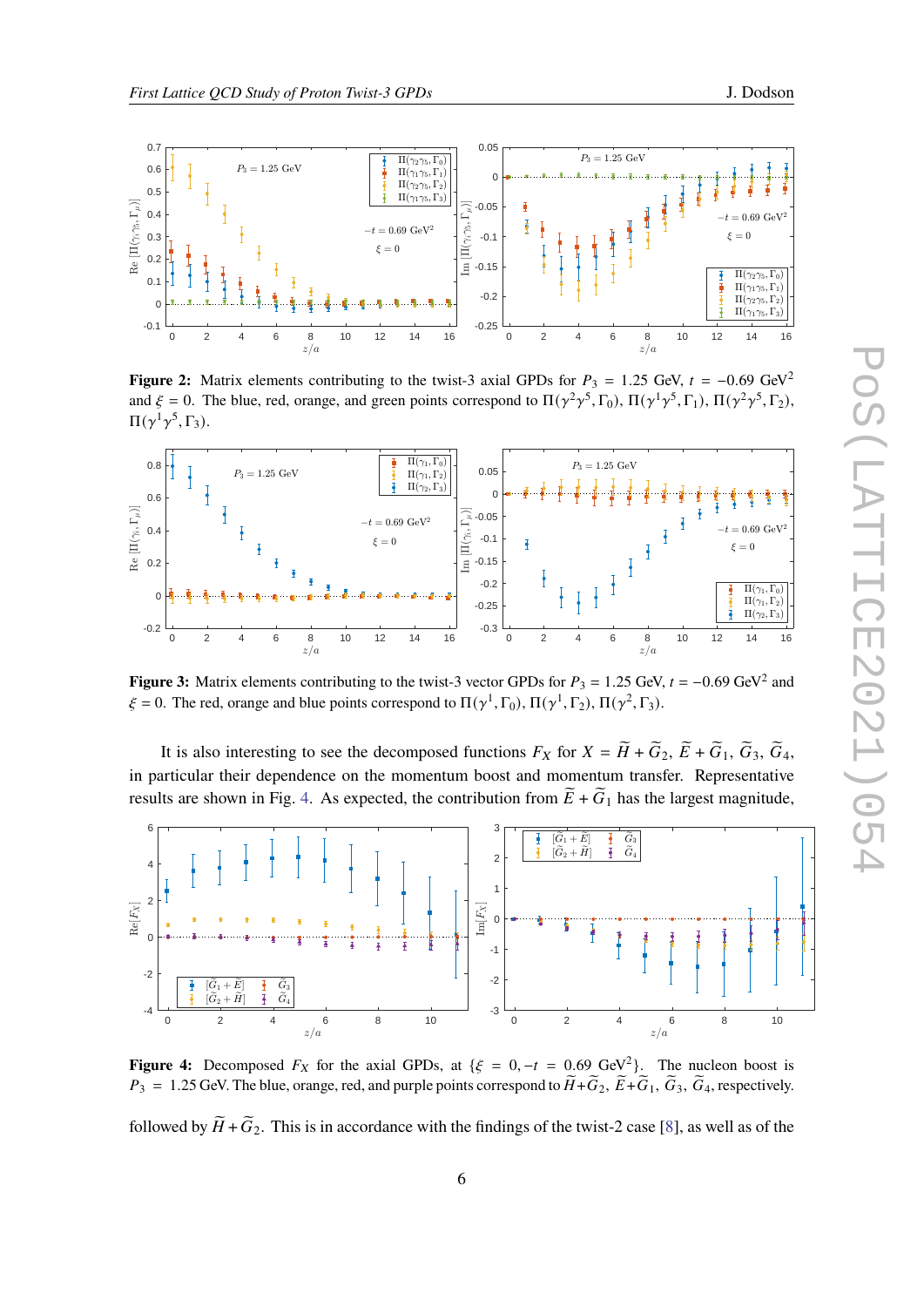**Figure 2:** Matrix elements contributing to the twist-3 axial GPDs for $P_3 = 1.25$ GeV, $t = -0.69$ GeV$^2$ and $\xi = 0$. The blue, red, orange, and green points correspond to $\Pi(\gamma^2\gamma^5, \Gamma_0)$, $\Pi(\gamma^1\gamma^5, \Gamma_1)$, $\Pi(\gamma^2\gamma^5, \Gamma_2)$, $\Pi(\gamma^1\gamma^5, \Gamma_3)$.

**Figure 3:** Matrix elements contributing to the twist-3 vector GPDs for $P_3 = 1.25$ GeV, $t = -0.69$ GeV$^2$ and $\xi = 0$. The red, orange and blue points correspond to $\Pi(\gamma^1, \Gamma_0)$, $\Pi(\gamma^1, \Gamma_2)$, $\Pi(\gamma^2, \Gamma_3)$.

It is also interesting to see the decomposed functions $F_X$ for $X = \widetilde{H} + \widetilde{G}_2$, $\widetilde{E} + \widetilde{G}_1$, $\widetilde{G}_3$, $\widetilde{G}_4$, in particular their dependence on the momentum boost and momentum transfer. Representative results are shown in Fig. 4. As expected, the contribution from $\widetilde{E} + \widetilde{G}_1$ has the largest magnitude,

**Figure 4:** Decomposed $F_X$ for the axial GPDs, at $\{\xi = 0, -t = 0.69 \text{ GeV}^2\}$. The nucleon boost is $P_3 = 1.25$ GeV. The blue, orange, red, and purple points correspond to $\widetilde{H}+\widetilde{G}_2$, $\widetilde{E}+\widetilde{G}_1$, $\widetilde{G}_3$, $\widetilde{G}_4$, respectively.

followed by $\widetilde{H} + \widetilde{G}_2$. This is in accordance with the findings of the twist-2 case [8], as well as of the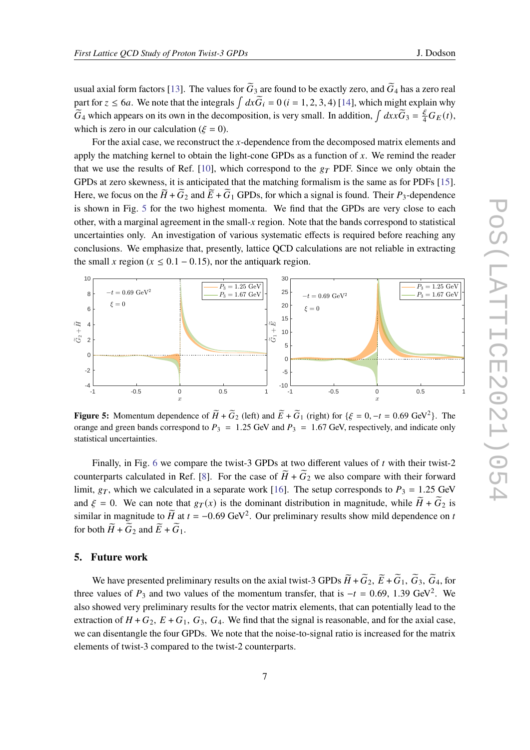usual axial form factors [13]. The values for $\widetilde{G}_3$ are found to be exactly zero, and $\widetilde{G}_4$ has a zero real part for $z \leq 6a$. We note that the integrals $\int dx \widetilde{G}_i = 0$ $(i = 1, 2, 3, 4)$ [14], which might explain why $\widetilde{G}_4$ which appears on its own in the decomposition, is very small. In addition, $\int dx x \widetilde{G}_3 = \frac{\xi}{4} G_E(t)$, which is zero in our calculation ($\xi = 0$).

For the axial case, we reconstruct the $x$-dependence from the decomposed matrix elements and apply the matching kernel to obtain the light-cone GPDs as a function of $x$. We remind the reader that we use the results of Ref. [10], which correspond to the $g_T$ PDF. Since we only obtain the GPDs at zero skewness, it is anticipated that the matching formalism is the same as for PDFs [15]. Here, we focus on the $\widetilde{H} + \widetilde{G}_2$ and $\widetilde{E} + \widetilde{G}_1$ GPDs, for which a signal is found. Their $P_3$-dependence is shown in Fig. 5 for the two highest momenta. We find that the GPDs are very close to each other, with a marginal agreement in the small-$x$ region. Note that the bands correspond to statistical uncertainties only. An investigation of various systematic effects is required before reaching any conclusions. We emphasize that, presently, lattice QCD calculations are not reliable in extracting the small $x$ region ($x \leq 0.1 - 0.15$), nor the antiquark region.

**Figure 5:** Momentum dependence of $\widetilde{H} + \widetilde{G}_2$ (left) and $\widetilde{E} + \widetilde{G}_1$ (right) for $\{\xi = 0, -t = 0.69 \text{ GeV}^2\}$. The orange and green bands correspond to $P_3 = 1.25$ GeV and $P_3 = 1.67$ GeV, respectively, and indicate only statistical uncertainties.

Finally, in Fig. 6 we compare the twist-3 GPDs at two different values of $t$ with their twist-2 counterparts calculated in Ref. [8]. For the case of $\widetilde{H} + \widetilde{G}_2$ we also compare with their forward limit, $g_T$, which we calculated in a separate work [16]. The setup corresponds to $P_3 = 1.25$ GeV and $\xi = 0$. We can note that $g_T(x)$ is the dominant distribution in magnitude, while $\widetilde{H} + \widetilde{G}_2$ is similar in magnitude to $\widetilde{H}$ at $t = -0.69$ GeV$^2$. Our preliminary results show mild dependence on $t$ for both $\widetilde{H} + \widetilde{G}_2$ and $\widetilde{E} + \widetilde{G}_1$.

## 5. Future work

We have presented preliminary results on the axial twist-3 GPDs $\widetilde{H} + \widetilde{G}_2$, $\widetilde{E} + \widetilde{G}_1$, $\widetilde{G}_3$, $\widetilde{G}_4$, for three values of $P_3$ and two values of the momentum transfer, that is $-t = 0.69,\ 1.39$ GeV$^2$. We also showed very preliminary results for the vector matrix elements, that can potentially lead to the extraction of $H + G_2$, $E + G_1$, $G_3$, $G_4$. We find that the signal is reasonable, and for the axial case, we can disentangle the four GPDs. We note that the noise-to-signal ratio is increased for the matrix elements of twist-3 compared to the twist-2 counterparts.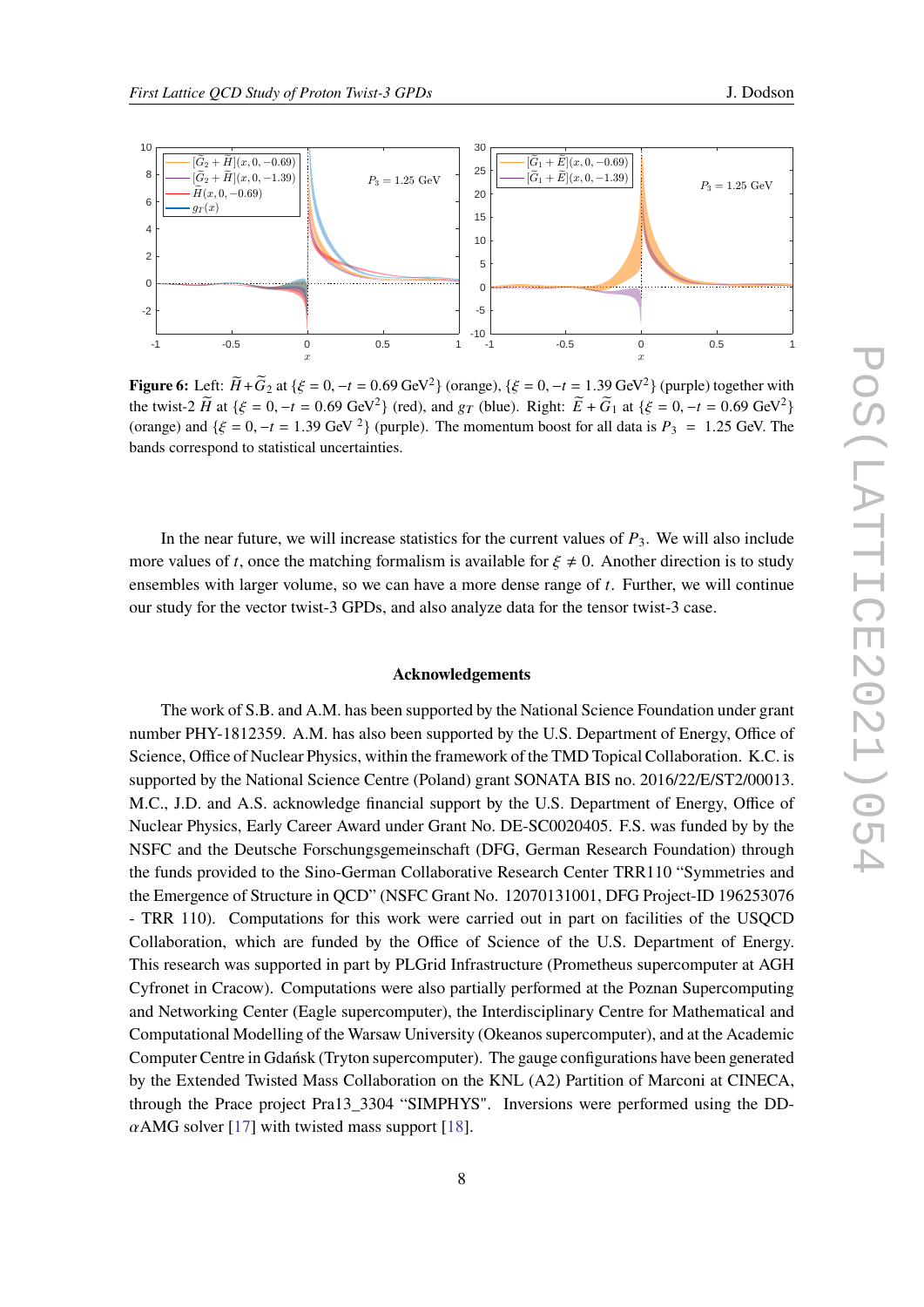**Figure 6:** Left: $\widetilde{H}+\widetilde{G}_2$ at $\{\xi = 0, -t = 0.69 \text{ GeV}^2\}$ (orange), $\{\xi = 0, -t = 1.39 \text{ GeV}^2\}$ (purple) together with the twist-2 $\widetilde{H}$ at $\{\xi = 0, -t = 0.69 \text{ GeV}^2\}$ (red), and $g_T$ (blue). Right: $\widetilde{E}+\widetilde{G}_1$ at $\{\xi = 0, -t = 0.69 \text{ GeV}^2\}$ (orange) and $\{\xi = 0, -t = 1.39 \text{ GeV}^2\}$ (purple). The momentum boost for all data is $P_3 = 1.25$ GeV. The bands correspond to statistical uncertainties.

In the near future, we will increase statistics for the current values of $P_3$. We will also include more values of $t$, once the matching formalism is available for $\xi \neq 0$. Another direction is to study ensembles with larger volume, so we can have a more dense range of $t$. Further, we will continue our study for the vector twist-3 GPDs, and also analyze data for the tensor twist-3 case.

## Acknowledgements

The work of S.B. and A.M. has been supported by the National Science Foundation under grant number PHY-1812359. A.M. has also been supported by the U.S. Department of Energy, Office of Science, Office of Nuclear Physics, within the framework of the TMD Topical Collaboration. K.C. is supported by the National Science Centre (Poland) grant SONATA BIS no. 2016/22/E/ST2/00013. M.C., J.D. and A.S. acknowledge financial support by the U.S. Department of Energy, Office of Nuclear Physics, Early Career Award under Grant No. DE-SC0020405. F.S. was funded by by the NSFC and the Deutsche Forschungsgemeinschaft (DFG, German Research Foundation) through the funds provided to the Sino-German Collaborative Research Center TRR110 "Symmetries and the Emergence of Structure in QCD" (NSFC Grant No. 12070131001, DFG Project-ID 196253076 - TRR 110). Computations for this work were carried out in part on facilities of the USQCD Collaboration, which are funded by the Office of Science of the U.S. Department of Energy. This research was supported in part by PLGrid Infrastructure (Prometheus supercomputer at AGH Cyfronet in Cracow). Computations were also partially performed at the Poznan Supercomputing and Networking Center (Eagle supercomputer), the Interdisciplinary Centre for Mathematical and Computational Modelling of the Warsaw University (Okeanos supercomputer), and at the Academic Computer Centre in Gdańsk (Tryton supercomputer). The gauge configurations have been generated by the Extended Twisted Mass Collaboration on the KNL (A2) Partition of Marconi at CINECA, through the Prace project Pra13_3304 "SIMPHYS". Inversions were performed using the DD-$\alpha$AMG solver [17] with twisted mass support [18].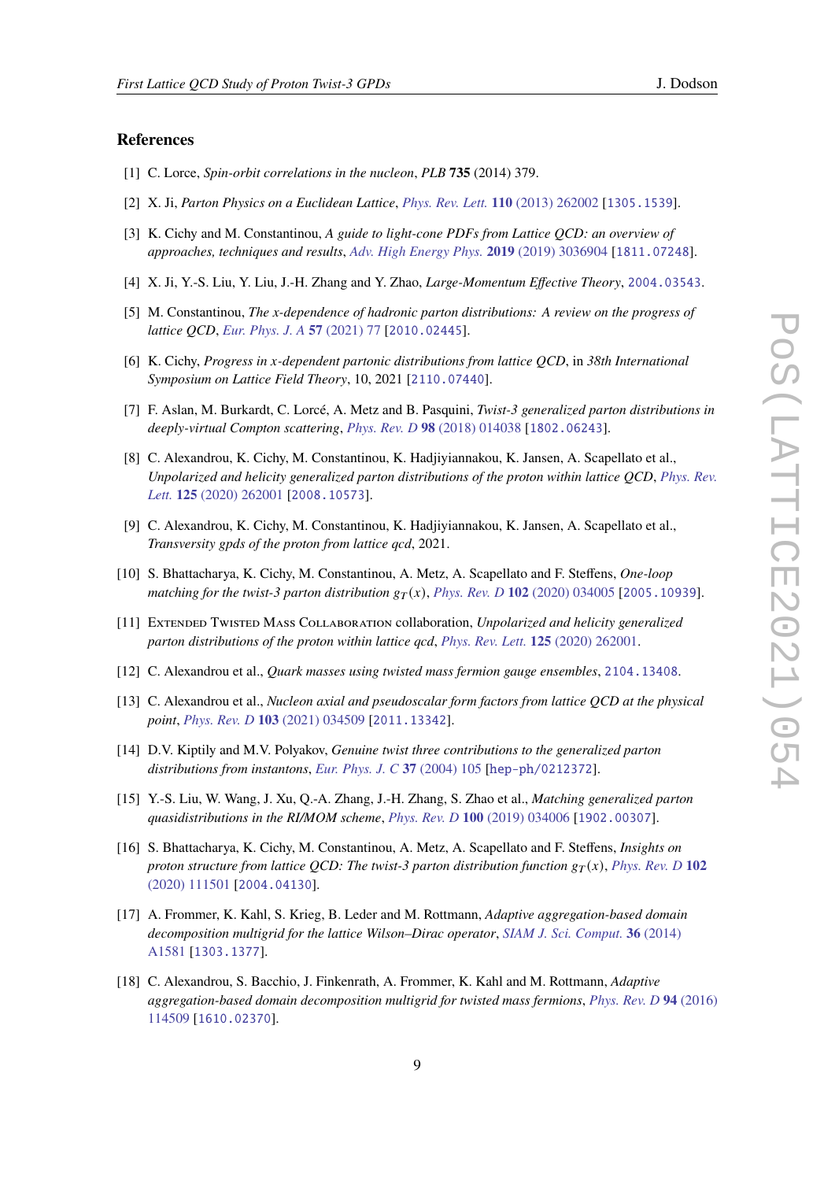## References

[1] C. Lorce, *Spin-orbit correlations in the nucleon*, *PLB* **735** (2014) 379.

[2] X. Ji, *Parton Physics on a Euclidean Lattice*, *Phys. Rev. Lett.* **110** (2013) 262002 [1305.1539].

[3] K. Cichy and M. Constantinou, *A guide to light-cone PDFs from Lattice QCD: an overview of approaches, techniques and results*, *Adv. High Energy Phys.* **2019** (2019) 3036904 [1811.07248].

[4] X. Ji, Y.-S. Liu, Y. Liu, J.-H. Zhang and Y. Zhao, *Large-Momentum Effective Theory*, 2004.03543.

[5] M. Constantinou, *The x-dependence of hadronic parton distributions: A review on the progress of lattice QCD*, *Eur. Phys. J. A* **57** (2021) 77 [2010.02445].

[6] K. Cichy, *Progress in x-dependent partonic distributions from lattice QCD*, in *38th International Symposium on Lattice Field Theory*, 10, 2021 [2110.07440].

[7] F. Aslan, M. Burkardt, C. Lorcé, A. Metz and B. Pasquini, *Twist-3 generalized parton distributions in deeply-virtual Compton scattering*, *Phys. Rev. D* **98** (2018) 014038 [1802.06243].

[8] C. Alexandrou, K. Cichy, M. Constantinou, K. Hadjiyiannakou, K. Jansen, A. Scapellato et al., *Unpolarized and helicity generalized parton distributions of the proton within lattice QCD*, *Phys. Rev. Lett.* **125** (2020) 262001 [2008.10573].

[9] C. Alexandrou, K. Cichy, M. Constantinou, K. Hadjiyiannakou, K. Jansen, A. Scapellato et al., *Transversity gpds of the proton from lattice qcd*, 2021.

[10] S. Bhattacharya, K. Cichy, M. Constantinou, A. Metz, A. Scapellato and F. Steffens, *One-loop matching for the twist-3 parton distribution $g_T(x)$*, *Phys. Rev. D* **102** (2020) 034005 [2005.10939].

[11] Extended Twisted Mass Collaboration collaboration, *Unpolarized and helicity generalized parton distributions of the proton within lattice qcd*, *Phys. Rev. Lett.* **125** (2020) 262001.

[12] C. Alexandrou et al., *Quark masses using twisted mass fermion gauge ensembles*, 2104.13408.

[13] C. Alexandrou et al., *Nucleon axial and pseudoscalar form factors from lattice QCD at the physical point*, *Phys. Rev. D* **103** (2021) 034509 [2011.13342].

[14] D.V. Kiptily and M.V. Polyakov, *Genuine twist three contributions to the generalized parton distributions from instantons*, *Eur. Phys. J. C* **37** (2004) 105 [hep-ph/0212372].

[15] Y.-S. Liu, W. Wang, J. Xu, Q.-A. Zhang, J.-H. Zhang, S. Zhao et al., *Matching generalized parton quasidistributions in the RI/MOM scheme*, *Phys. Rev. D* **100** (2019) 034006 [1902.00307].

[16] S. Bhattacharya, K. Cichy, M. Constantinou, A. Metz, A. Scapellato and F. Steffens, *Insights on proton structure from lattice QCD: The twist-3 parton distribution function $g_T(x)$*, *Phys. Rev. D* **102** (2020) 111501 [2004.04130].

[17] A. Frommer, K. Kahl, S. Krieg, B. Leder and M. Rottmann, *Adaptive aggregation-based domain decomposition multigrid for the lattice Wilson–Dirac operator*, *SIAM J. Sci. Comput.* **36** (2014) A1581 [1303.1377].

[18] C. Alexandrou, S. Bacchio, J. Finkenrath, A. Frommer, K. Kahl and M. Rottmann, *Adaptive aggregation-based domain decomposition multigrid for twisted mass fermions*, *Phys. Rev. D* **94** (2016) 114509 [1610.02370].